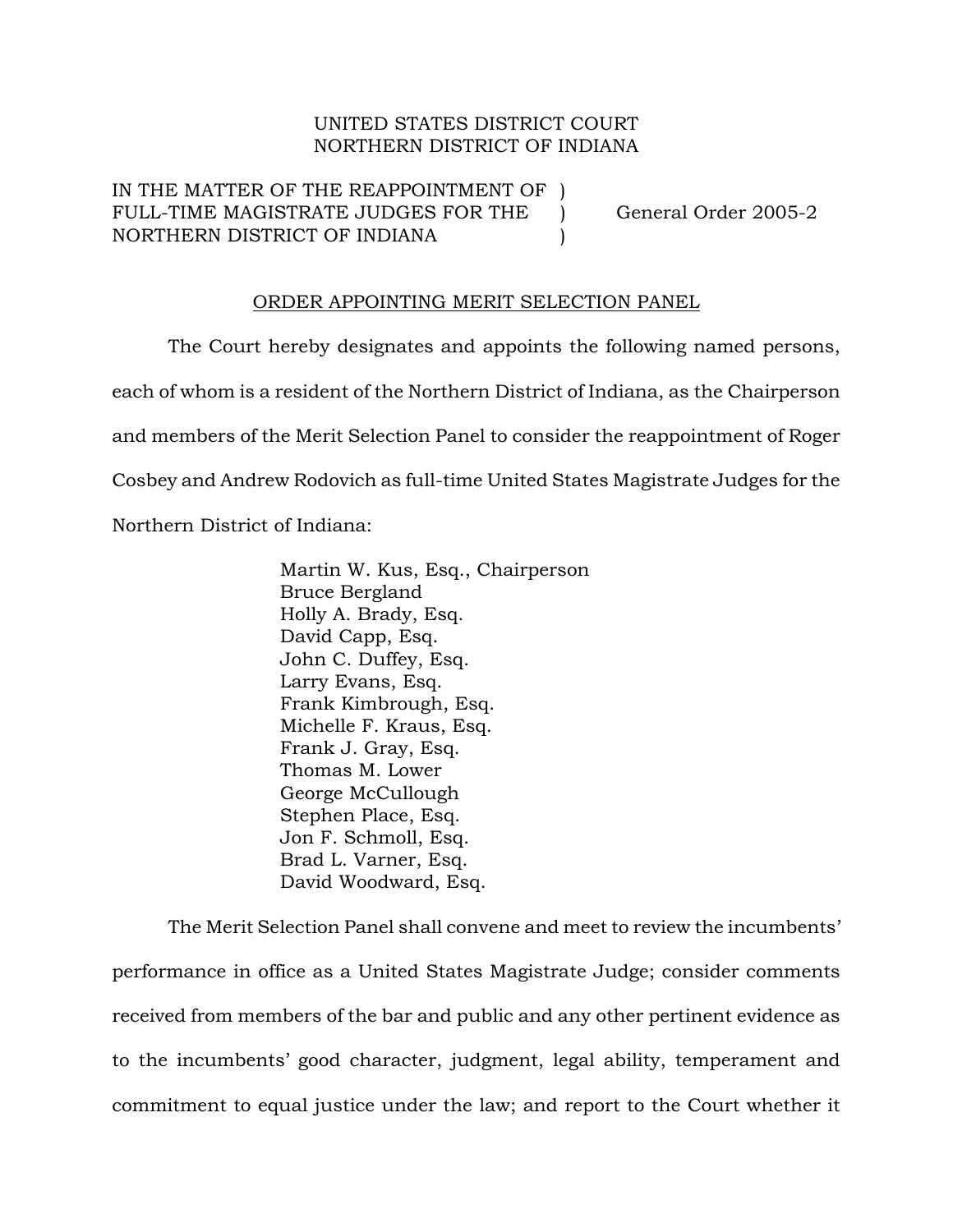UNITED STATES DISTRICT COURT
NORTHERN DISTRICT OF INDIANA

IN THE MATTER OF THE REAPPOINTMENT OF )
FULL-TIME MAGISTRATE JUDGES FOR THE ) General Order 2005-2
NORTHERN DISTRICT OF INDIANA )

ORDER APPOINTING MERIT SELECTION PANEL

The Court hereby designates and appoints the following named persons, each of whom is a resident of the Northern District of Indiana, as the Chairperson and members of the Merit Selection Panel to consider the reappointment of Roger Cosbey and Andrew Rodovich as full-time United States Magistrate Judges for the Northern District of Indiana:

Martin W. Kus, Esq., Chairperson
Bruce Bergland
Holly A. Brady, Esq.
David Capp, Esq.
John C. Duffey, Esq.
Larry Evans, Esq.
Frank Kimbrough, Esq.
Michelle F. Kraus, Esq.
Frank J. Gray, Esq.
Thomas M. Lower
George McCullough
Stephen Place, Esq.
Jon F. Schmoll, Esq.
Brad L. Varner, Esq.
David Woodward, Esq.

The Merit Selection Panel shall convene and meet to review the incumbents' performance in office as a United States Magistrate Judge; consider comments received from members of the bar and public and any other pertinent evidence as to the incumbents' good character, judgment, legal ability, temperament and commitment to equal justice under the law; and report to the Court whether it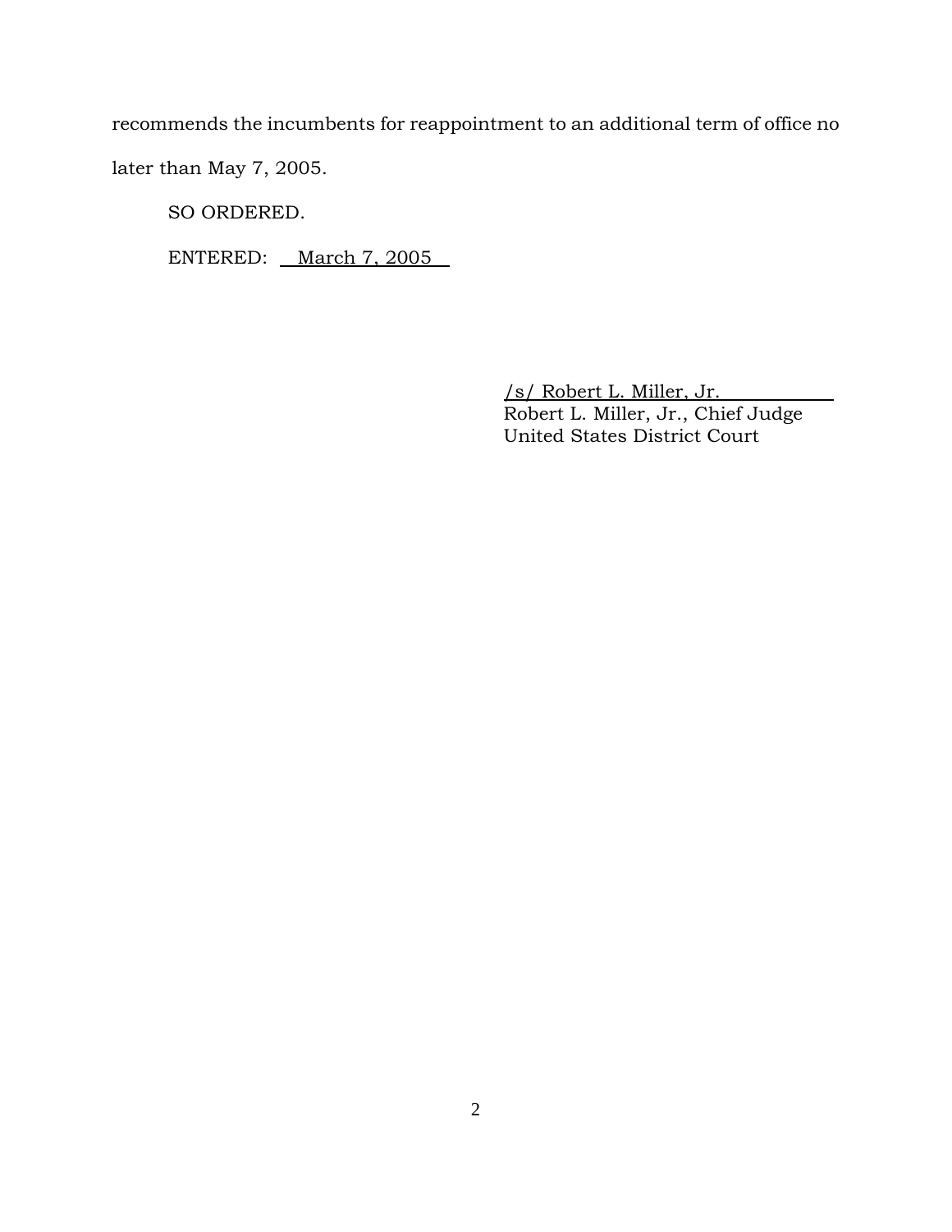recommends the incumbents for reappointment to an additional term of office no later than May 7, 2005.

SO ORDERED.

ENTERED: March 7, 2005

/s/ Robert L. Miller, Jr.
Robert L. Miller, Jr., Chief Judge
United States District Court